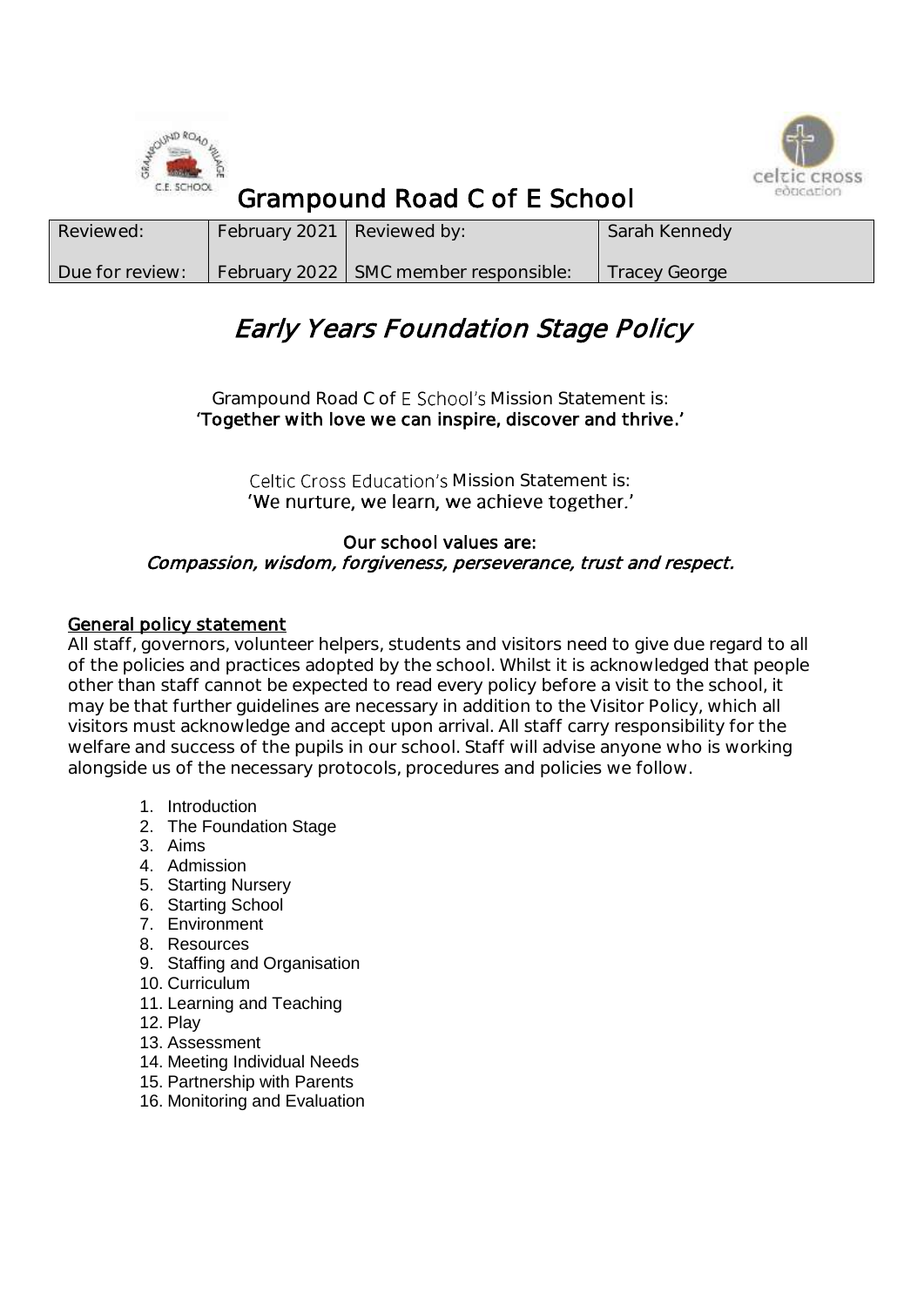# Grampound Road C of E School

| Reviewed: | February 2021 | Reviewed by: | Sarah Kennedy |
|---|---|---|---|
| Due for review: | February 2022 | SMC member responsible: | Tracey George |

# *Early Years Foundation Stage Policy*

Grampound Road C of E School's Mission Statement is:
**'Together with love we can inspire, discover and thrive.'**

Celtic Cross Education's Mission Statement is:
'We nurture, we learn, we achieve together.'

**Our school values are:**
***Compassion, wisdom, forgiveness, perseverance, trust and respect.***

**General policy statement**

All staff, governors, volunteer helpers, students and visitors need to give due regard to all of the policies and practices adopted by the school. Whilst it is acknowledged that people other than staff cannot be expected to read every policy before a visit to the school, it may be that further guidelines are necessary in addition to the Visitor Policy, which all visitors must acknowledge and accept upon arrival. All staff carry responsibility for the welfare and success of the pupils in our school. Staff will advise anyone who is working alongside us of the necessary protocols, procedures and policies we follow.

1. Introduction
2. The Foundation Stage
3. Aims
4. Admission
5. Starting Nursery
6. Starting School
7. Environment
8. Resources
9. Staffing and Organisation
10. Curriculum
11. Learning and Teaching
12. Play
13. Assessment
14. Meeting Individual Needs
15. Partnership with Parents
16. Monitoring and Evaluation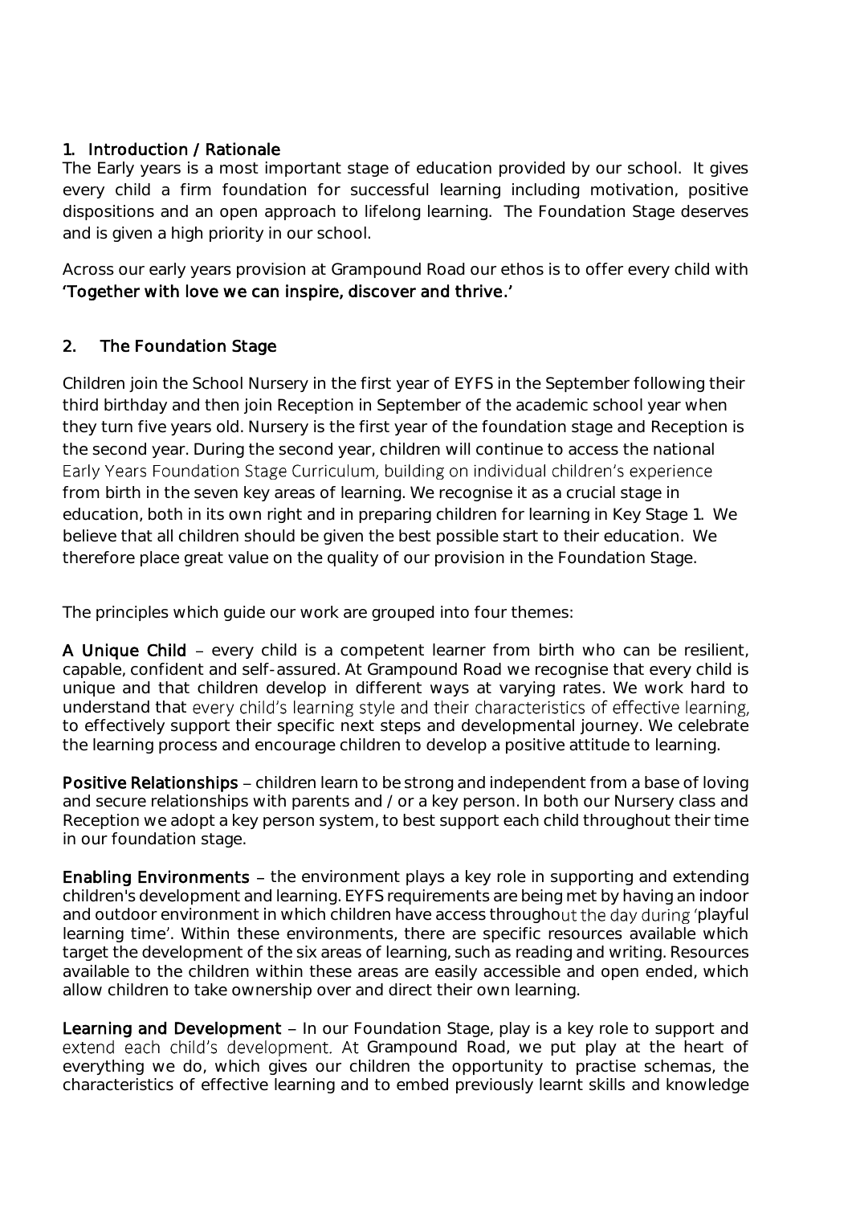## 1. Introduction / Rationale

The Early years is a most important stage of education provided by our school. It gives every child a firm foundation for successful learning including motivation, positive dispositions and an open approach to lifelong learning. The Foundation Stage deserves and is given a high priority in our school.

Across our early years provision at Grampound Road our ethos is to offer every child with **'Together with love we can inspire, discover and thrive.'**

## 2. The Foundation Stage

Children join the School Nursery in the first year of EYFS in the September following their third birthday and then join Reception in September of the academic school year when they turn five years old. Nursery is the first year of the foundation stage and Reception is the second year. During the second year, children will continue to access the national Early Years Foundation Stage Curriculum, building on individual children's experience from birth in the seven key areas of learning. We recognise it as a crucial stage in education, both in its own right and in preparing children for learning in Key Stage 1. We believe that all children should be given the best possible start to their education. We therefore place great value on the quality of our provision in the Foundation Stage.

The principles which guide our work are grouped into four themes:

**A Unique Child** – every child is a competent learner from birth who can be resilient, capable, confident and self-assured. At Grampound Road we recognise that every child is unique and that children develop in different ways at varying rates. We work hard to understand that every child's learning style and their characteristics of effective learning, to effectively support their specific next steps and developmental journey. We celebrate the learning process and encourage children to develop a positive attitude to learning.

**Positive Relationships** – children learn to be strong and independent from a base of loving and secure relationships with parents and / or a key person. In both our Nursery class and Reception we adopt a key person system, to best support each child throughout their time in our foundation stage.

**Enabling Environments** – the environment plays a key role in supporting and extending children's development and learning. EYFS requirements are being met by having an indoor and outdoor environment in which children have access throughout the day during 'playful learning time'. Within these environments, there are specific resources available which target the development of the six areas of learning, such as reading and writing. Resources available to the children within these areas are easily accessible and open ended, which allow children to take ownership over and direct their own learning.

**Learning and Development** – In our Foundation Stage, play is a key role to support and extend each child's development. At Grampound Road, we put play at the heart of everything we do, which gives our children the opportunity to practise schemas, the characteristics of effective learning and to embed previously learnt skills and knowledge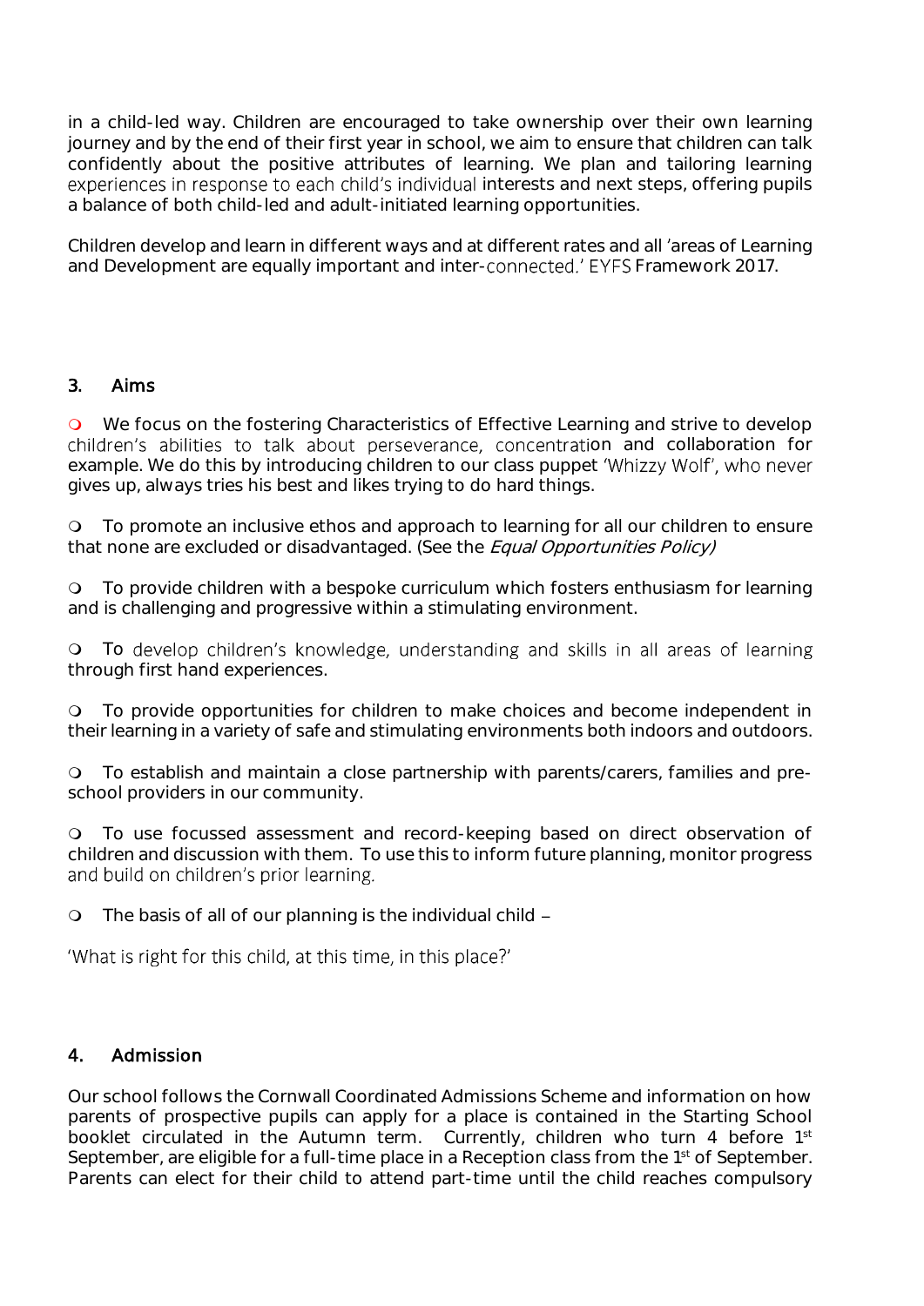in a child-led way. Children are encouraged to take ownership over their own learning journey and by the end of their first year in school, we aim to ensure that children can talk confidently about the positive attributes of learning. We plan and tailoring learning experiences in response to each child's individual interests and next steps, offering pupils a balance of both child-led and adult-initiated learning opportunities.

Children develop and learn in different ways and at different rates and all 'areas of Learning and Development are equally important and inter-connected.' EYFS Framework 2017.

## 3. Aims

- We focus on the fostering Characteristics of Effective Learning and strive to develop children's abilities to talk about perseverance, concentration and collaboration for example. We do this by introducing children to our class puppet 'Whizzy Wolf', who never gives up, always tries his best and likes trying to do hard things.

- To promote an inclusive ethos and approach to learning for all our children to ensure that none are excluded or disadvantaged. (See the *Equal Opportunities Policy)*

- To provide children with a bespoke curriculum which fosters enthusiasm for learning and is challenging and progressive within a stimulating environment.

- To develop children's knowledge, understanding and skills in all areas of learning through first hand experiences.

- To provide opportunities for children to make choices and become independent in their learning in a variety of safe and stimulating environments both indoors and outdoors.

- To establish and maintain a close partnership with parents/carers, families and pre-school providers in our community.

- To use focussed assessment and record-keeping based on direct observation of children and discussion with them. To use this to inform future planning, monitor progress and build on children's prior learning.

- The basis of all of our planning is the individual child –

'What is right for this child, at this time, in this place?'

## 4. Admission

Our school follows the Cornwall Coordinated Admissions Scheme and information on how parents of prospective pupils can apply for a place is contained in the Starting School booklet circulated in the Autumn term. Currently, children who turn 4 before 1st September, are eligible for a full-time place in a Reception class from the 1st of September. Parents can elect for their child to attend part-time until the child reaches compulsory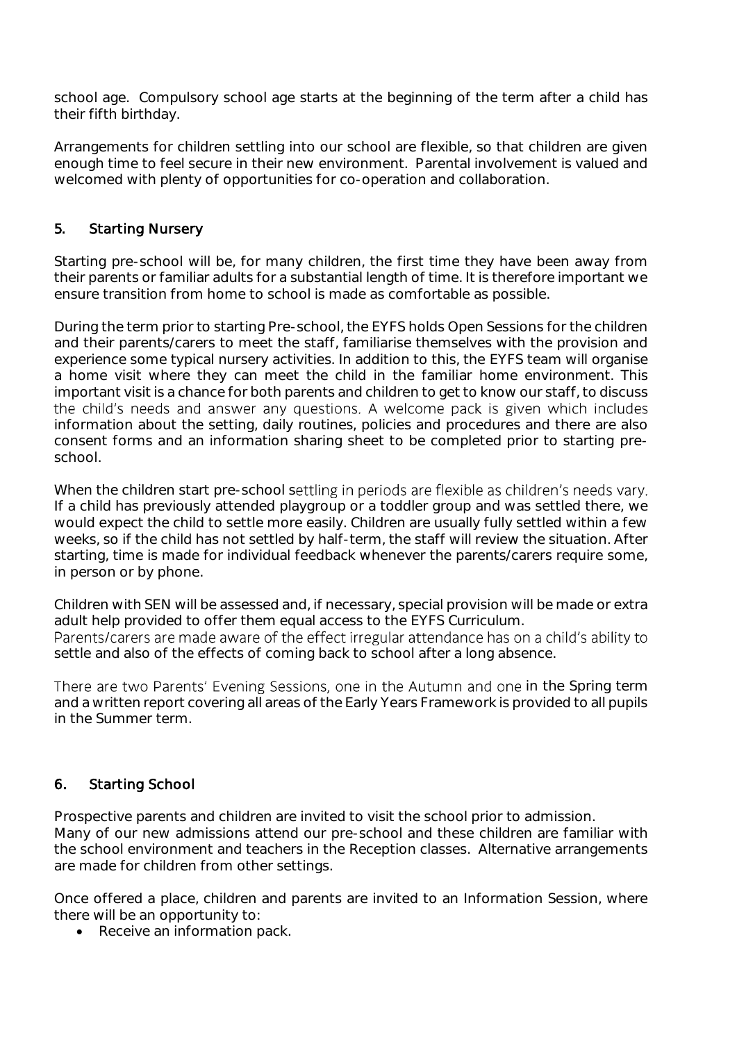school age. Compulsory school age starts at the beginning of the term after a child has their fifth birthday.

Arrangements for children settling into our school are flexible, so that children are given enough time to feel secure in their new environment. Parental involvement is valued and welcomed with plenty of opportunities for co-operation and collaboration.

## 5. Starting Nursery

Starting pre-school will be, for many children, the first time they have been away from their parents or familiar adults for a substantial length of time. It is therefore important we ensure transition from home to school is made as comfortable as possible.

During the term prior to starting Pre-school, the EYFS holds Open Sessions for the children and their parents/carers to meet the staff, familiarise themselves with the provision and experience some typical nursery activities. In addition to this, the EYFS team will organise a home visit where they can meet the child in the familiar home environment. This important visit is a chance for both parents and children to get to know our staff, to discuss the child's needs and answer any questions. A welcome pack is given which includes information about the setting, daily routines, policies and procedures and there are also consent forms and an information sharing sheet to be completed prior to starting pre-school.

When the children start pre-school settling in periods are flexible as children's needs vary. If a child has previously attended playgroup or a toddler group and was settled there, we would expect the child to settle more easily. Children are usually fully settled within a few weeks, so if the child has not settled by half-term, the staff will review the situation. After starting, time is made for individual feedback whenever the parents/carers require some, in person or by phone.

Children with SEN will be assessed and, if necessary, special provision will be made or extra adult help provided to offer them equal access to the EYFS Curriculum.
Parents/carers are made aware of the effect irregular attendance has on a child's ability to settle and also of the effects of coming back to school after a long absence.

There are two Parents' Evening Sessions, one in the Autumn and one in the Spring term and a written report covering all areas of the Early Years Framework is provided to all pupils in the Summer term.

## 6. Starting School

Prospective parents and children are invited to visit the school prior to admission.
Many of our new admissions attend our pre-school and these children are familiar with the school environment and teachers in the Reception classes. Alternative arrangements are made for children from other settings.

Once offered a place, children and parents are invited to an Information Session, where there will be an opportunity to:

- Receive an information pack.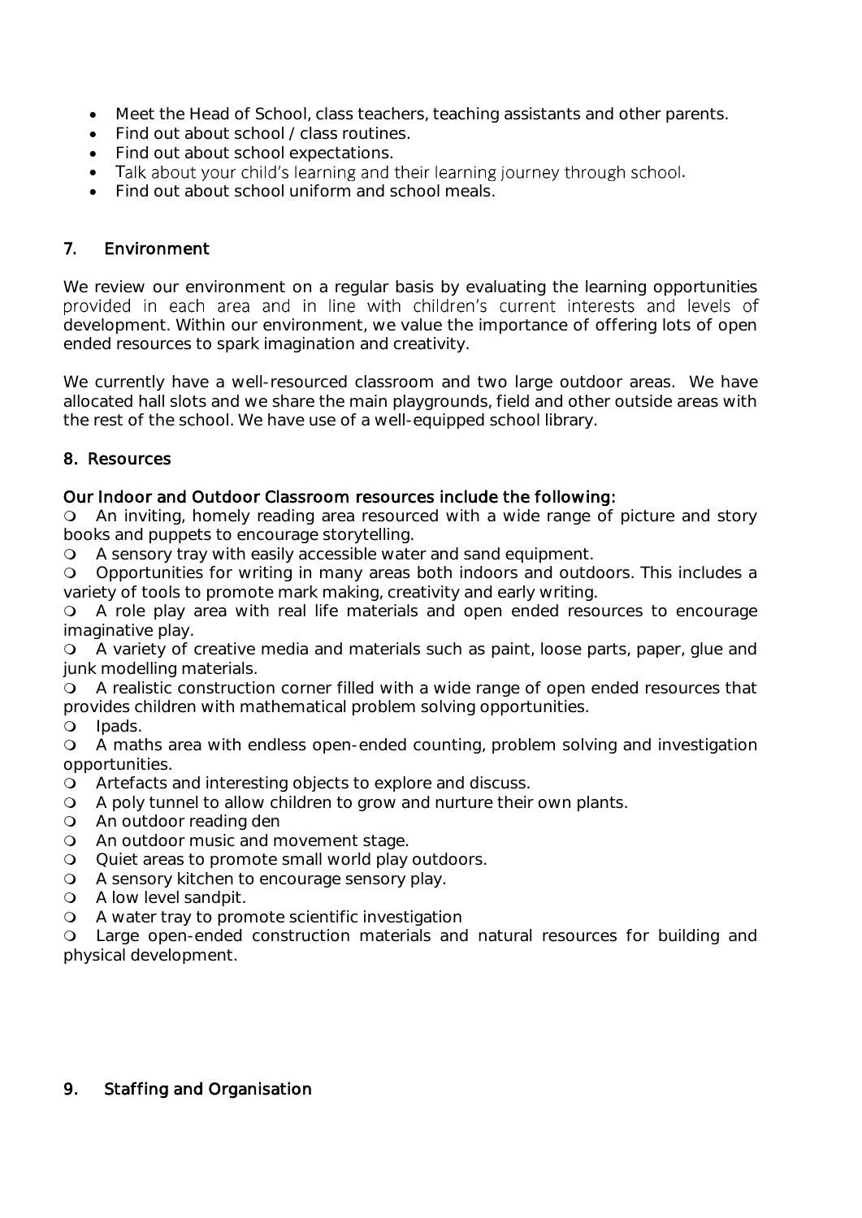- Meet the Head of School, class teachers, teaching assistants and other parents.
- Find out about school / class routines.
- Find out about school expectations.
- Talk about your child's learning and their learning journey through school.
- Find out about school uniform and school meals.

## 7. Environment

We review our environment on a regular basis by evaluating the learning opportunities provided in each area and in line with children's current interests and levels of development. Within our environment, we value the importance of offering lots of open ended resources to spark imagination and creativity.

We currently have a well-resourced classroom and two large outdoor areas. We have allocated hall slots and we share the main playgrounds, field and other outside areas with the rest of the school. We have use of a well-equipped school library.

## 8. Resources

**Our Indoor and Outdoor Classroom resources include the following:**

- An inviting, homely reading area resourced with a wide range of picture and story books and puppets to encourage storytelling.
- A sensory tray with easily accessible water and sand equipment.
- Opportunities for writing in many areas both indoors and outdoors. This includes a variety of tools to promote mark making, creativity and early writing.
- A role play area with real life materials and open ended resources to encourage imaginative play.
- A variety of creative media and materials such as paint, loose parts, paper, glue and junk modelling materials.
- A realistic construction corner filled with a wide range of open ended resources that provides children with mathematical problem solving opportunities.
- Ipads.
- A maths area with endless open-ended counting, problem solving and investigation opportunities.
- Artefacts and interesting objects to explore and discuss.
- A poly tunnel to allow children to grow and nurture their own plants.
- An outdoor reading den
- An outdoor music and movement stage.
- Quiet areas to promote small world play outdoors.
- A sensory kitchen to encourage sensory play.
- A low level sandpit.
- A water tray to promote scientific investigation
- Large open-ended construction materials and natural resources for building and physical development.

## 9. Staffing and Organisation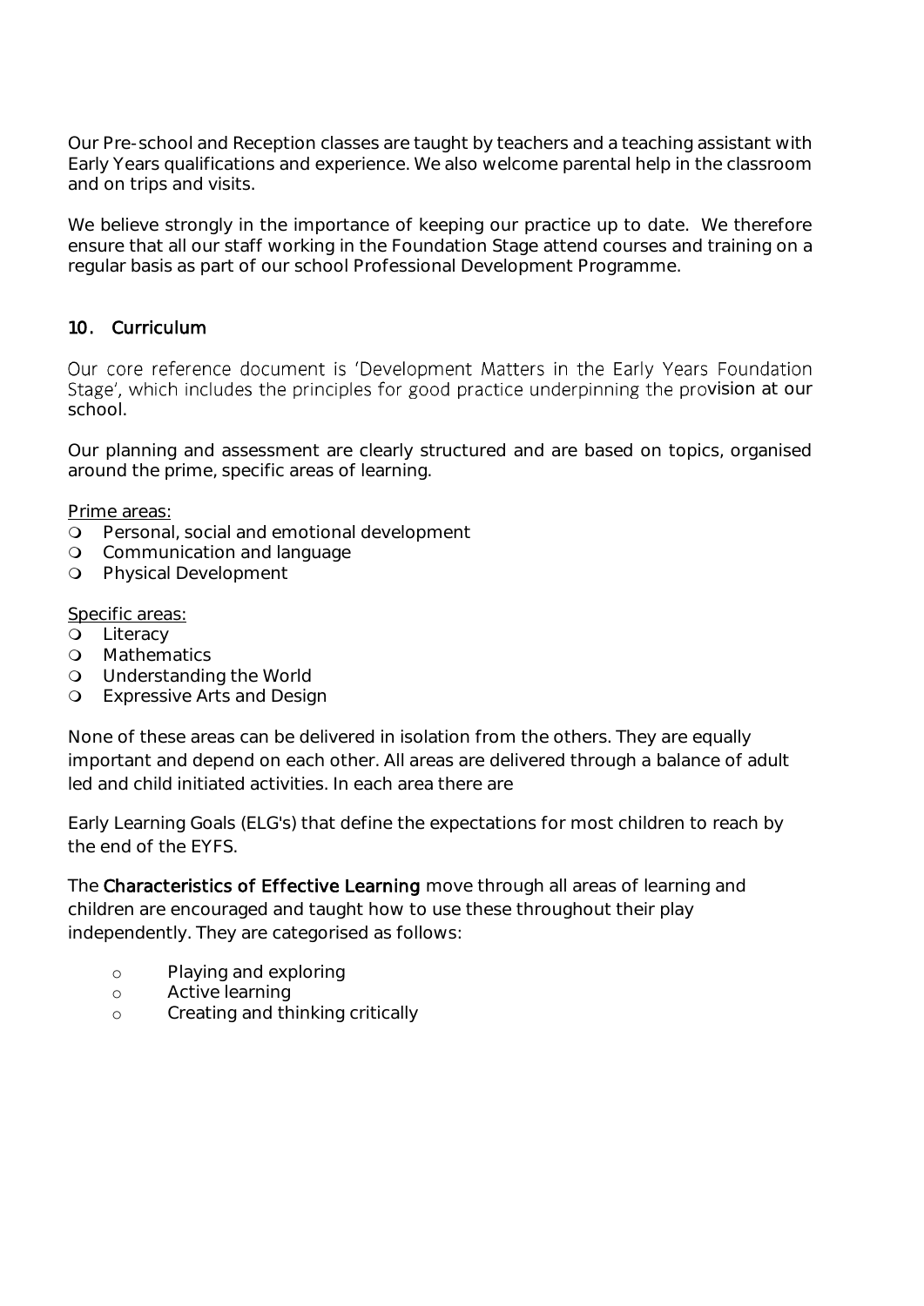Our Pre-school and Reception classes are taught by teachers and a teaching assistant with Early Years qualifications and experience. We also welcome parental help in the classroom and on trips and visits.

We believe strongly in the importance of keeping our practice up to date. We therefore ensure that all our staff working in the Foundation Stage attend courses and training on a regular basis as part of our school Professional Development Programme.

## 10. Curriculum

Our core reference document is 'Development Matters in the Early Years Foundation Stage', which includes the principles for good practice underpinning the provision at our school.

Our planning and assessment are clearly structured and are based on topics, organised around the prime, specific areas of learning.

Prime areas:

- Personal, social and emotional development
- Communication and language
- Physical Development

Specific areas:

- Literacy
- Mathematics
- Understanding the World
- Expressive Arts and Design

None of these areas can be delivered in isolation from the others. They are equally important and depend on each other. All areas are delivered through a balance of adult led and child initiated activities. In each area there are

Early Learning Goals (ELG's) that define the expectations for most children to reach by the end of the EYFS.

The **Characteristics of Effective Learning** move through all areas of learning and children are encouraged and taught how to use these throughout their play independently. They are categorised as follows:

- Playing and exploring
- Active learning
- Creating and thinking critically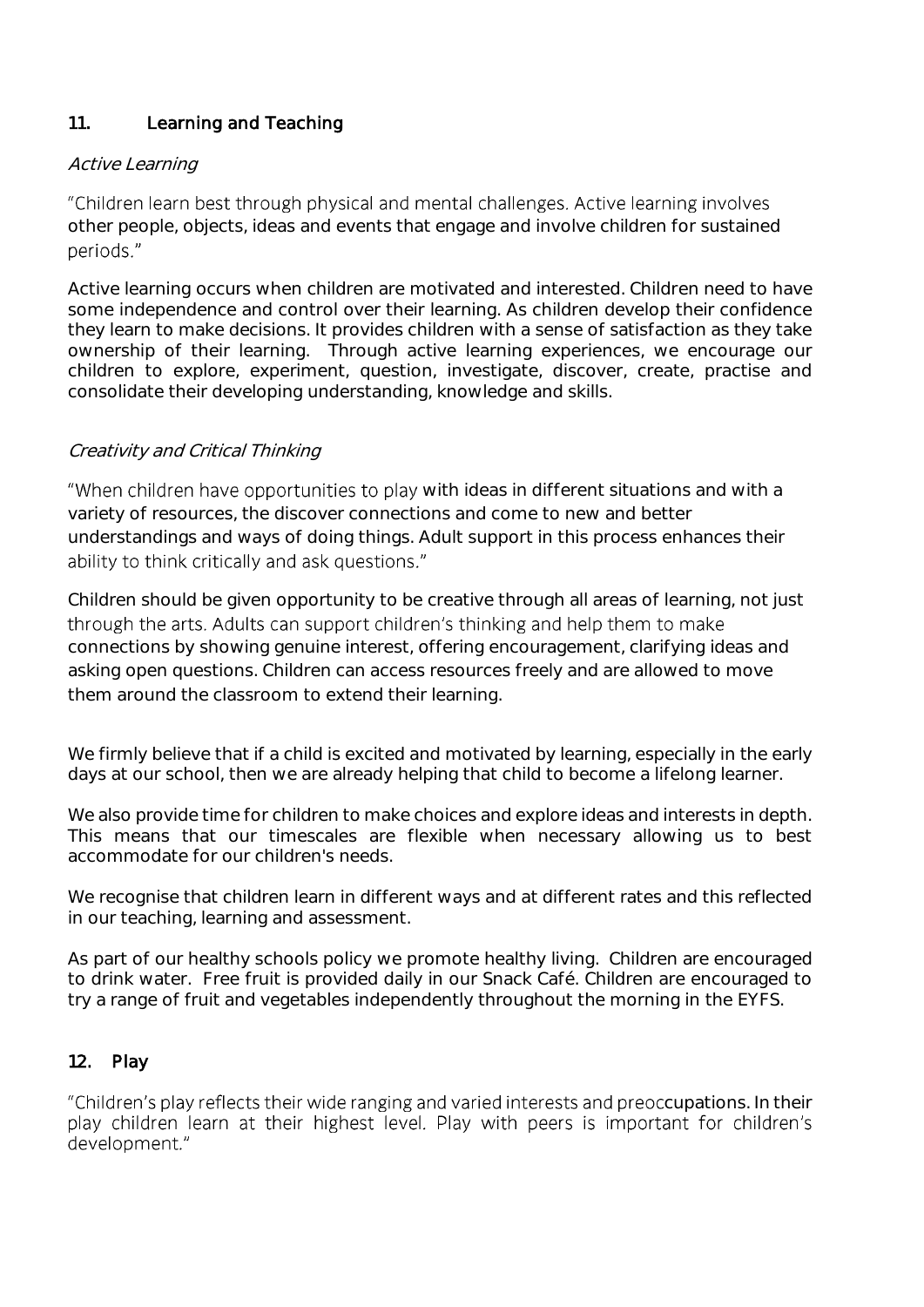## 11. Learning and Teaching

*Active Learning*

"Children learn best through physical and mental challenges. Active learning involves other people, objects, ideas and events that engage and involve children for sustained periods."

Active learning occurs when children are motivated and interested. Children need to have some independence and control over their learning. As children develop their confidence they learn to make decisions. It provides children with a sense of satisfaction as they take ownership of their learning. Through active learning experiences, we encourage our children to explore, experiment, question, investigate, discover, create, practise and consolidate their developing understanding, knowledge and skills.

*Creativity and Critical Thinking*

"When children have opportunities to play with ideas in different situations and with a variety of resources, the discover connections and come to new and better understandings and ways of doing things. Adult support in this process enhances their ability to think critically and ask questions."

Children should be given opportunity to be creative through all areas of learning, not just through the arts. Adults can support children's thinking and help them to make connections by showing genuine interest, offering encouragement, clarifying ideas and asking open questions. Children can access resources freely and are allowed to move them around the classroom to extend their learning.

We firmly believe that if a child is excited and motivated by learning, especially in the early days at our school, then we are already helping that child to become a lifelong learner.

We also provide time for children to make choices and explore ideas and interests in depth. This means that our timescales are flexible when necessary allowing us to best accommodate for our children's needs.

We recognise that children learn in different ways and at different rates and this reflected in our teaching, learning and assessment.

As part of our healthy schools policy we promote healthy living. Children are encouraged to drink water. Free fruit is provided daily in our Snack Café. Children are encouraged to try a range of fruit and vegetables independently throughout the morning in the EYFS.

## 12. Play

"Children's play reflects their wide ranging and varied interests and preoccupations. In their play children learn at their highest level. Play with peers is important for children's development."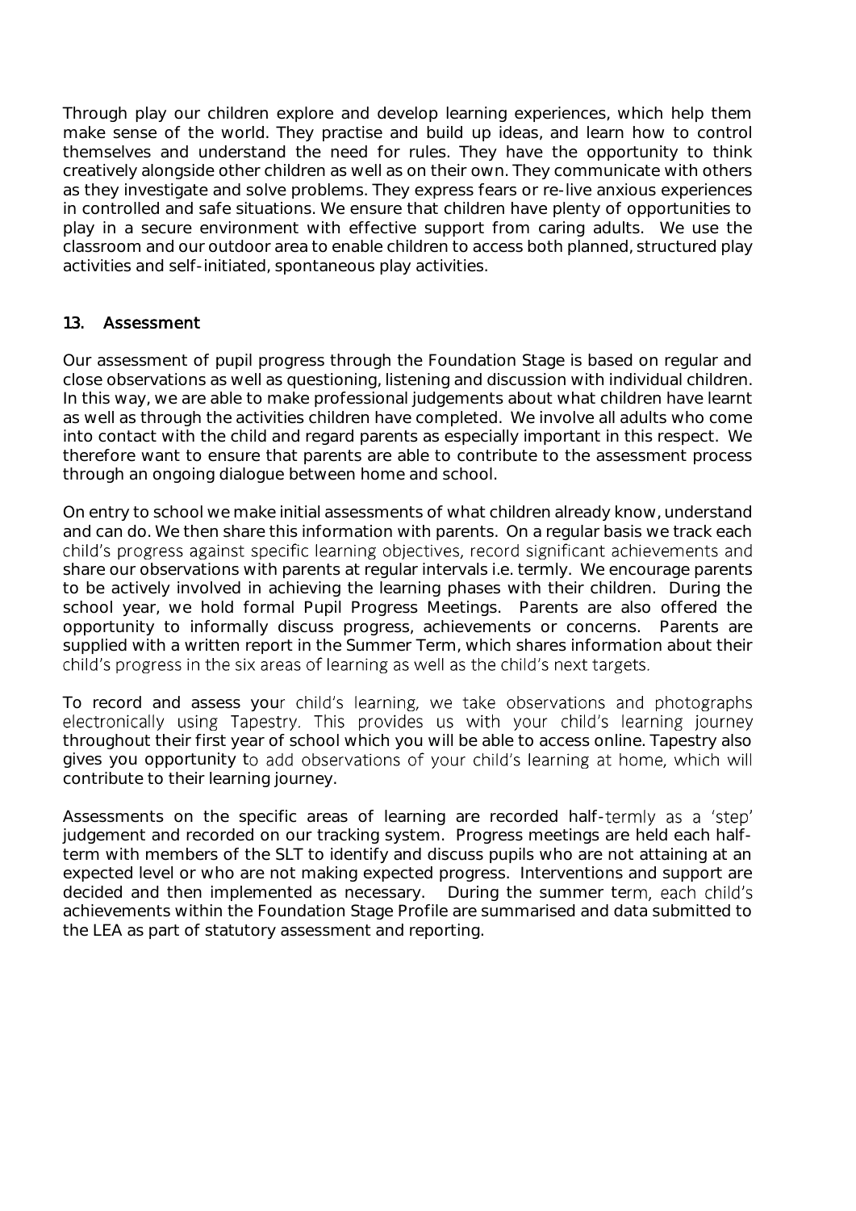Through play our children explore and develop learning experiences, which help them make sense of the world. They practise and build up ideas, and learn how to control themselves and understand the need for rules. They have the opportunity to think creatively alongside other children as well as on their own. They communicate with others as they investigate and solve problems. They express fears or re-live anxious experiences in controlled and safe situations. We ensure that children have plenty of opportunities to play in a secure environment with effective support from caring adults. We use the classroom and our outdoor area to enable children to access both planned, structured play activities and self-initiated, spontaneous play activities.

## 13. Assessment

Our assessment of pupil progress through the Foundation Stage is based on regular and close observations as well as questioning, listening and discussion with individual children. In this way, we are able to make professional judgements about what children have learnt as well as through the activities children have completed. We involve all adults who come into contact with the child and regard parents as especially important in this respect. We therefore want to ensure that parents are able to contribute to the assessment process through an ongoing dialogue between home and school.

On entry to school we make initial assessments of what children already know, understand and can do. We then share this information with parents. On a regular basis we track each child's progress against specific learning objectives, record significant achievements and share our observations with parents at regular intervals i.e. termly. We encourage parents to be actively involved in achieving the learning phases with their children. During the school year, we hold formal Pupil Progress Meetings. Parents are also offered the opportunity to informally discuss progress, achievements or concerns. Parents are supplied with a written report in the Summer Term, which shares information about their child's progress in the six areas of learning as well as the child's next targets.

To record and assess your child's learning, we take observations and photographs electronically using Tapestry. This provides us with your child's learning journey throughout their first year of school which you will be able to access online. Tapestry also gives you opportunity to add observations of your child's learning at home, which will contribute to their learning journey.

Assessments on the specific areas of learning are recorded half-termly as a 'step' judgement and recorded on our tracking system. Progress meetings are held each half-term with members of the SLT to identify and discuss pupils who are not attaining at an expected level or who are not making expected progress. Interventions and support are decided and then implemented as necessary. During the summer term, each child's achievements within the Foundation Stage Profile are summarised and data submitted to the LEA as part of statutory assessment and reporting.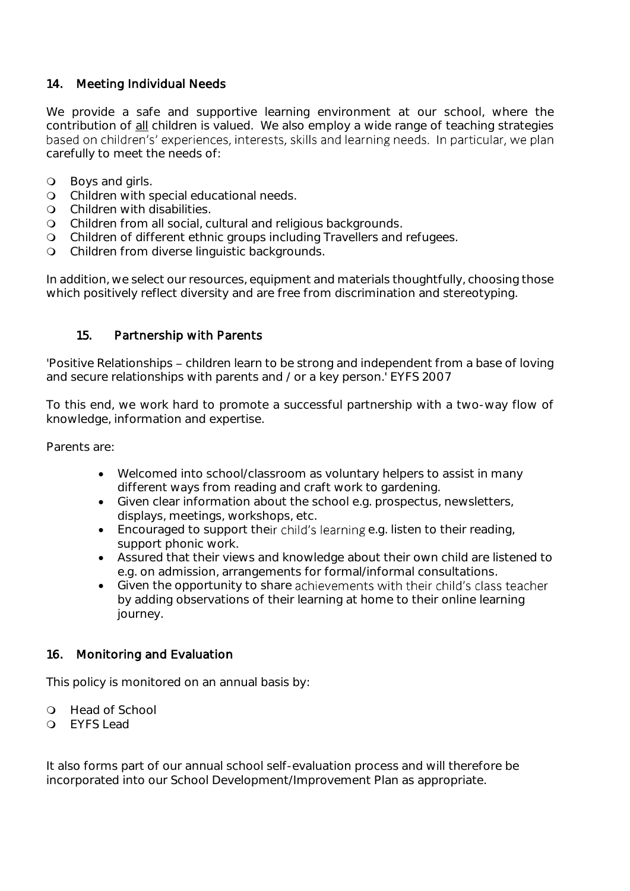## 14. Meeting Individual Needs

We provide a safe and supportive learning environment at our school, where the contribution of <u>all</u> children is valued. We also employ a wide range of teaching strategies based on children's' experiences, interests, skills and learning needs. In particular, we plan carefully to meet the needs of:

- Boys and girls.
- Children with special educational needs.
- Children with disabilities.
- Children from all social, cultural and religious backgrounds.
- Children of different ethnic groups including Travellers and refugees.
- Children from diverse linguistic backgrounds.

In addition, we select our resources, equipment and materials thoughtfully, choosing those which positively reflect diversity and are free from discrimination and stereotyping.

## 15. Partnership with Parents

'Positive Relationships – children learn to be strong and independent from a base of loving and secure relationships with parents and / or a key person.' EYFS 2007

To this end, we work hard to promote a successful partnership with a two-way flow of knowledge, information and expertise.

Parents are:

- Welcomed into school/classroom as voluntary helpers to assist in many different ways from reading and craft work to gardening.
- Given clear information about the school e.g. prospectus, newsletters, displays, meetings, workshops, etc.
- Encouraged to support their child's learning e.g. listen to their reading, support phonic work.
- Assured that their views and knowledge about their own child are listened to e.g. on admission, arrangements for formal/informal consultations.
- Given the opportunity to share achievements with their child's class teacher by adding observations of their learning at home to their online learning journey.

## 16. Monitoring and Evaluation

This policy is monitored on an annual basis by:

- Head of School
- EYFS Lead

It also forms part of our annual school self-evaluation process and will therefore be incorporated into our School Development/Improvement Plan as appropriate.